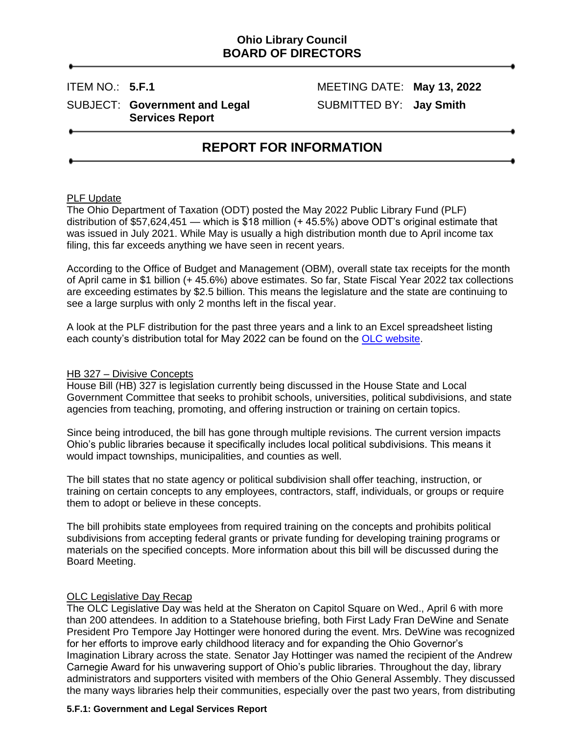# Ohio Library Council
## BOARD OF DIRECTORS

ITEM NO.: **5.F.1**

MEETING DATE: **May 13, 2022**

SUBJECT: **Government and Legal Services Report**

SUBMITTED BY: **Jay Smith**

## REPORT FOR INFORMATION

### PLF Update

The Ohio Department of Taxation (ODT) posted the May 2022 Public Library Fund (PLF) distribution of $57,624,451 — which is $18 million (+ 45.5%) above ODT's original estimate that was issued in July 2021. While May is usually a high distribution month due to April income tax filing, this far exceeds anything we have seen in recent years.

According to the Office of Budget and Management (OBM), overall state tax receipts for the month of April came in $1 billion (+ 45.6%) above estimates. So far, State Fiscal Year 2022 tax collections are exceeding estimates by $2.5 billion. This means the legislature and the state are continuing to see a large surplus with only 2 months left in the fiscal year.

A look at the PLF distribution for the past three years and a link to an Excel spreadsheet listing each county's distribution total for May 2022 can be found on the OLC website.

### HB 327 – Divisive Concepts

House Bill (HB) 327 is legislation currently being discussed in the House State and Local Government Committee that seeks to prohibit schools, universities, political subdivisions, and state agencies from teaching, promoting, and offering instruction or training on certain topics.

Since being introduced, the bill has gone through multiple revisions. The current version impacts Ohio's public libraries because it specifically includes local political subdivisions. This means it would impact townships, municipalities, and counties as well.

The bill states that no state agency or political subdivision shall offer teaching, instruction, or training on certain concepts to any employees, contractors, staff, individuals, or groups or require them to adopt or believe in these concepts.

The bill prohibits state employees from required training on the concepts and prohibits political subdivisions from accepting federal grants or private funding for developing training programs or materials on the specified concepts. More information about this bill will be discussed during the Board Meeting.

### OLC Legislative Day Recap

The OLC Legislative Day was held at the Sheraton on Capitol Square on Wed., April 6 with more than 200 attendees. In addition to a Statehouse briefing, both First Lady Fran DeWine and Senate President Pro Tempore Jay Hottinger were honored during the event. Mrs. DeWine was recognized for her efforts to improve early childhood literacy and for expanding the Ohio Governor's Imagination Library across the state. Senator Jay Hottinger was named the recipient of the Andrew Carnegie Award for his unwavering support of Ohio's public libraries. Throughout the day, library administrators and supporters visited with members of the Ohio General Assembly. They discussed the many ways libraries help their communities, especially over the past two years, from distributing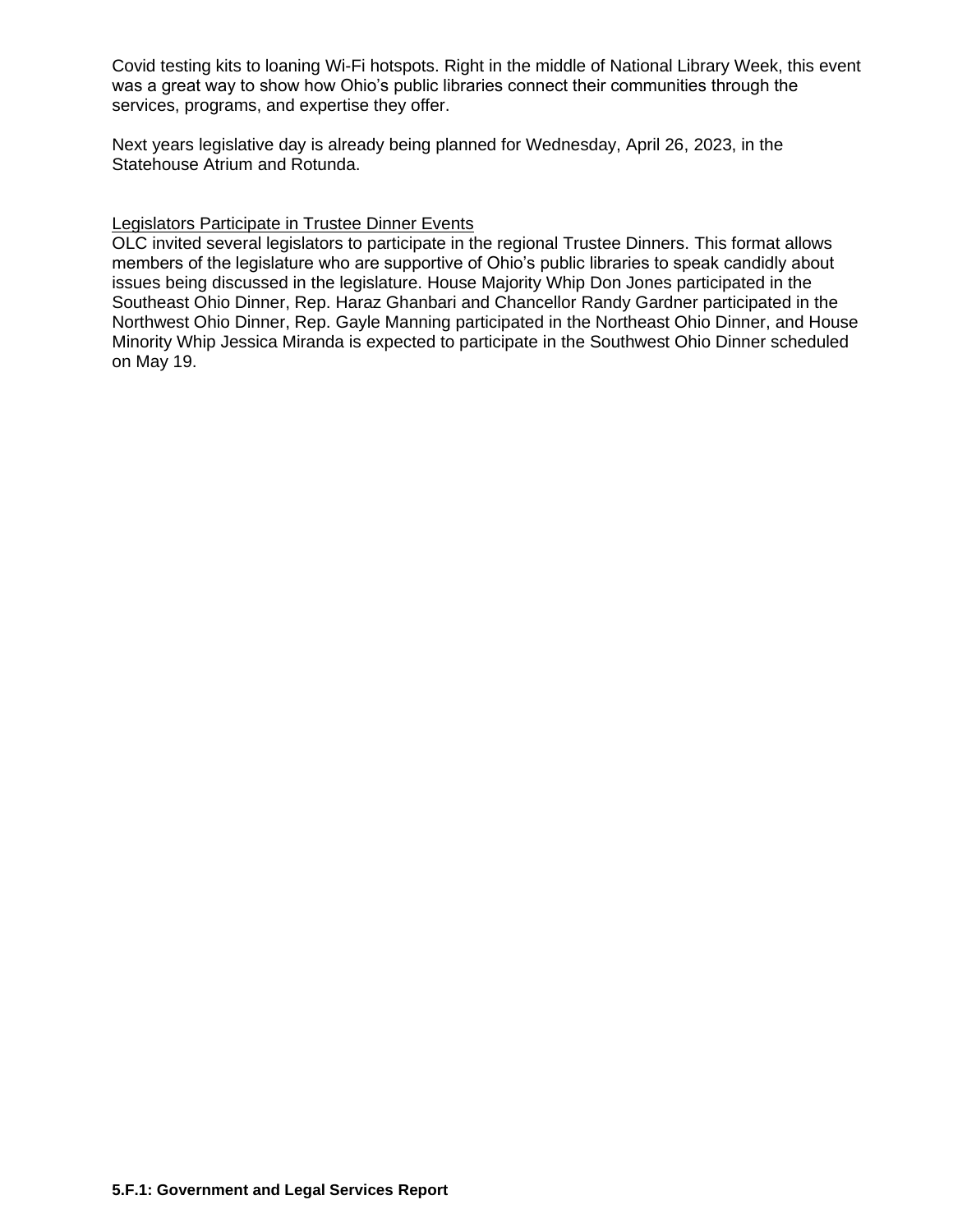Covid testing kits to loaning Wi-Fi hotspots. Right in the middle of National Library Week, this event was a great way to show how Ohio's public libraries connect their communities through the services, programs, and expertise they offer.

Next years legislative day is already being planned for Wednesday, April 26, 2023, in the Statehouse Atrium and Rotunda.

<u>Legislators Participate in Trustee Dinner Events</u>

OLC invited several legislators to participate in the regional Trustee Dinners. This format allows members of the legislature who are supportive of Ohio's public libraries to speak candidly about issues being discussed in the legislature. House Majority Whip Don Jones participated in the Southeast Ohio Dinner, Rep. Haraz Ghanbari and Chancellor Randy Gardner participated in the Northwest Ohio Dinner, Rep. Gayle Manning participated in the Northeast Ohio Dinner, and House Minority Whip Jessica Miranda is expected to participate in the Southwest Ohio Dinner scheduled on May 19.